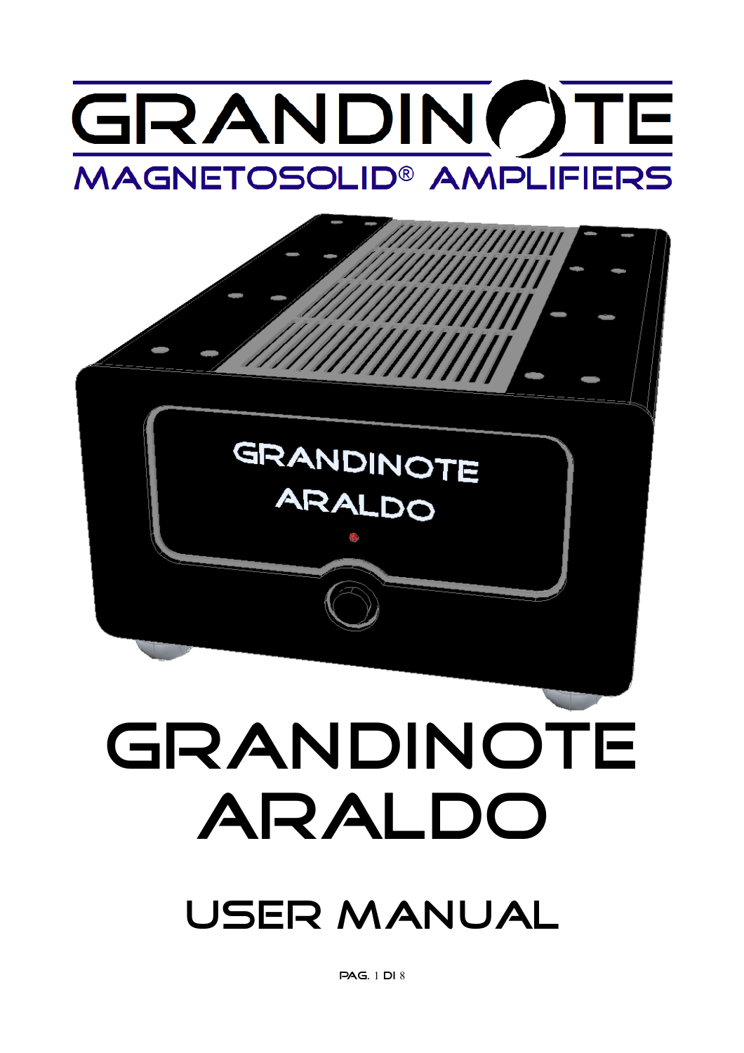# GRANDINOTE

MAGNETOSOLID® AMPLIFIERS

# GRANDINOTE ARALDO

## USER MANUAL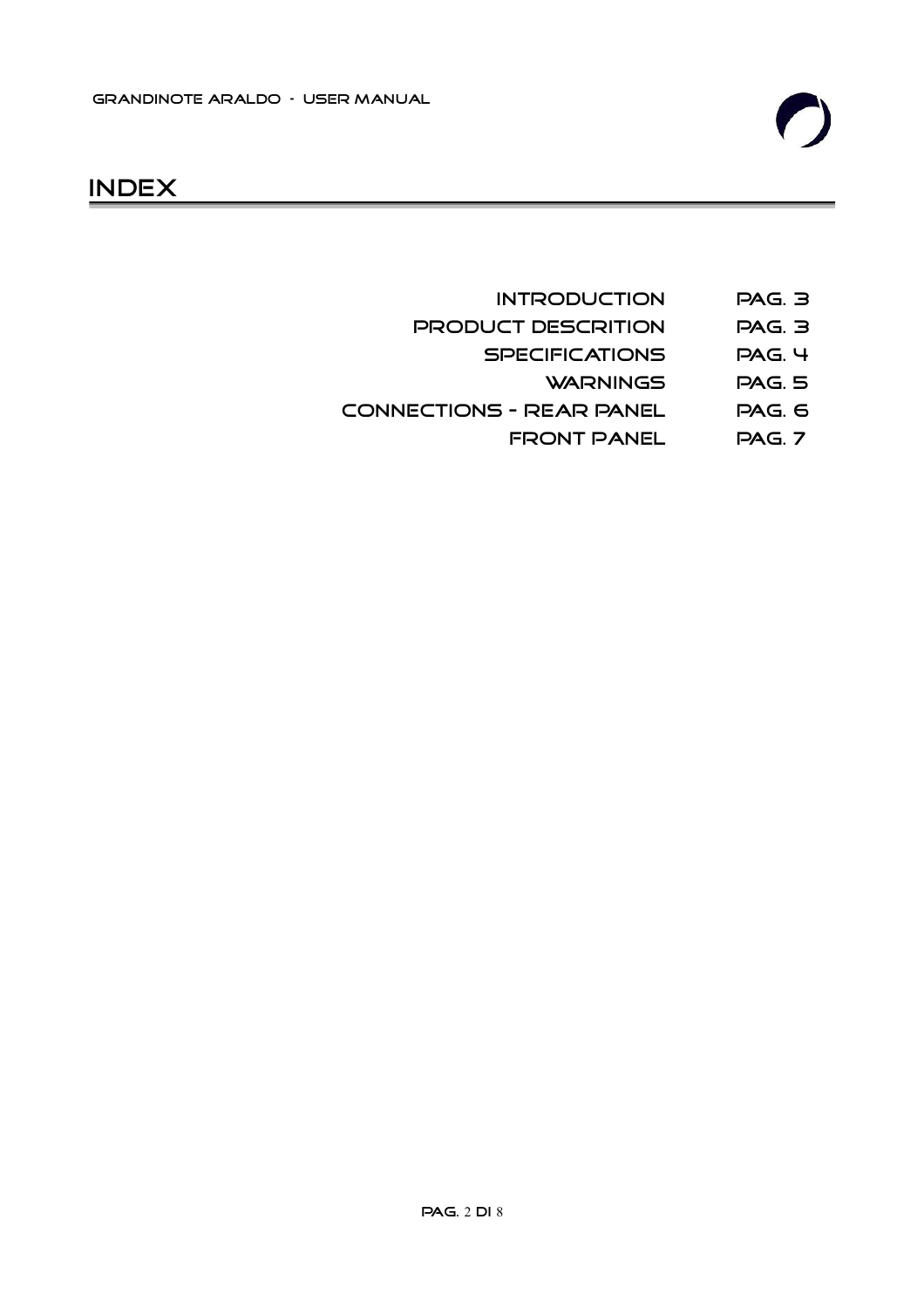# INDEX

| | |
|---|---|
| INTRODUCTION | PAG. 3 |
| PRODUCT DESCRITION | PAG. 3 |
| SPECIFICATIONS | PAG. 4 |
| WARNINGS | PAG. 5 |
| CONNECTIONS - REAR PANEL | PAG. 6 |
| FRONT PANEL | PAG. 7 |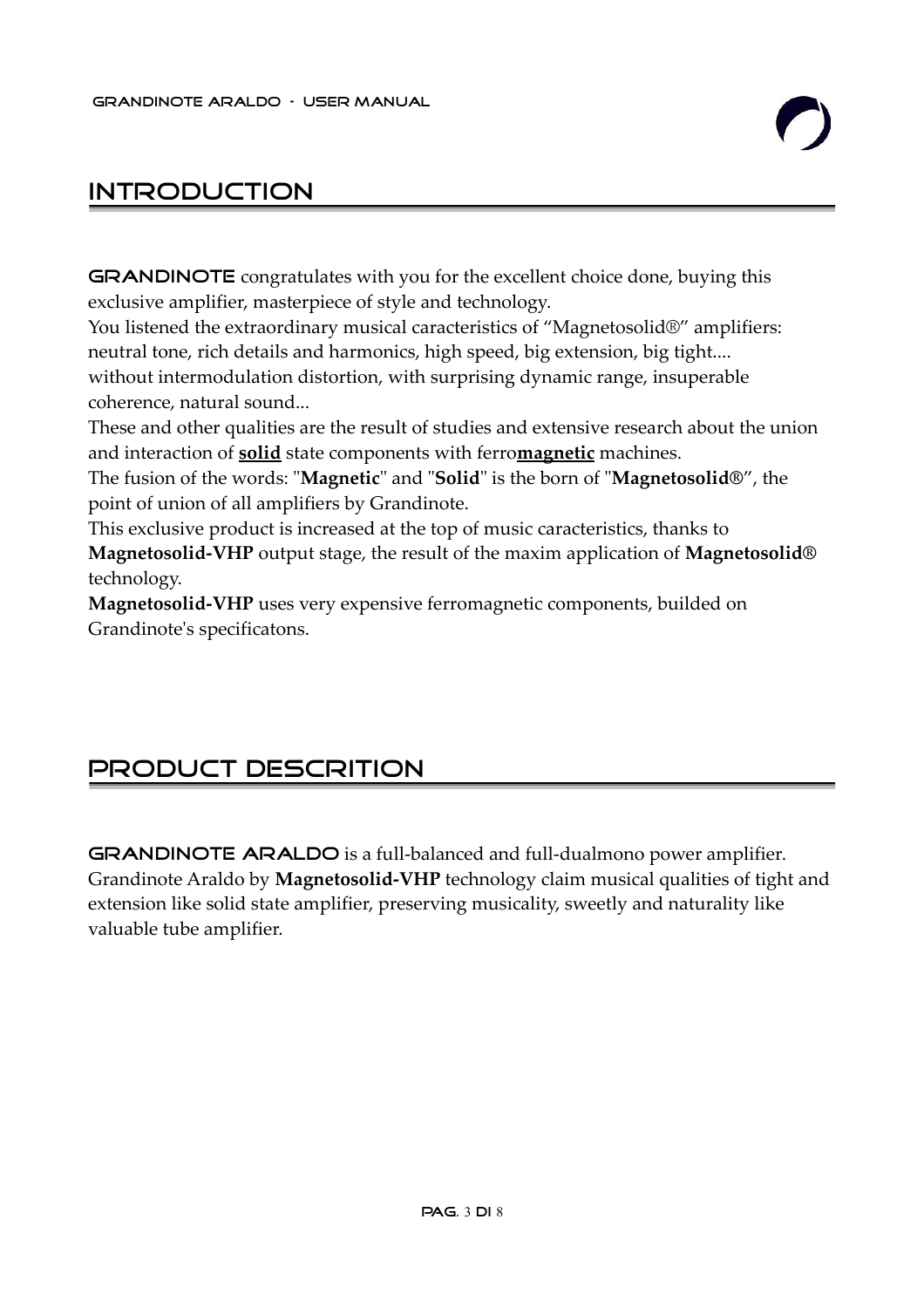# INTRODUCTION

**GRANDINOTE** congratulates with you for the excellent choice done, buying this exclusive amplifier, masterpiece of style and technology.
You listened the extraordinary musical caracteristics of “Magnetosolid®” amplifiers: neutral tone, rich details and harmonics, high speed, big extension, big tight.... without intermodulation distortion, with surprising dynamic range, insuperable coherence, natural sound...
These and other qualities are the result of studies and extensive research about the union and interaction of **solid** state components with ferro**magnetic** machines.
The fusion of the words: "**Magnetic**" and "**Solid**" is the born of "**Magnetosolid®**”, the point of union of all amplifiers by Grandinote.
This exclusive product is increased at the top of music caracteristics, thanks to **Magnetosolid-VHP** output stage, the result of the maxim application of **Magnetosolid®** technology.
**Magnetosolid-VHP** uses very expensive ferromagnetic components, builded on Grandinote's specificatons.

# PRODUCT DESCRITION

**GRANDINOTE ARALDO** is a full-balanced and full-dualmono power amplifier. Grandinote Araldo by **Magnetosolid-VHP** technology claim musical qualities of tight and extension like solid state amplifier, preserving musicality, sweetly and naturality like valuable tube amplifier.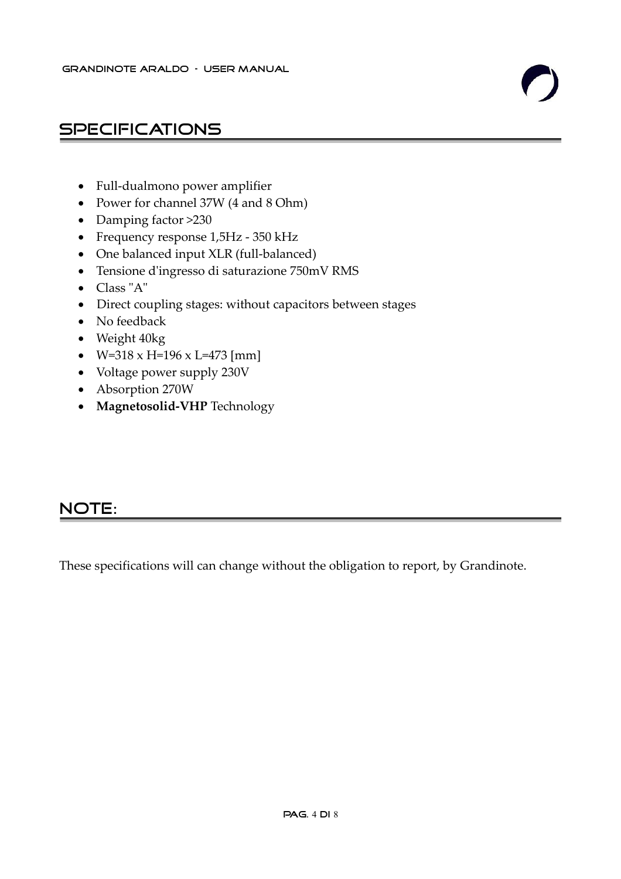## SPECIFICATIONS

- Full-dualmono power amplifier
- Power for channel 37W (4 and 8 Ohm)
- Damping factor >230
- Frequency response 1,5Hz - 350 kHz
- One balanced input XLR (full-balanced)
- Tensione d'ingresso di saturazione 750mV RMS
- Class "A"
- Direct coupling stages: without capacitors between stages
- No feedback
- Weight 40kg
- W=318 x H=196 x L=473 [mm]
- Voltage power supply 230V
- Absorption 270W
- **Magnetosolid-VHP** Technology

## NOTE:

These specifications will can change without the obligation to report, by Grandinote.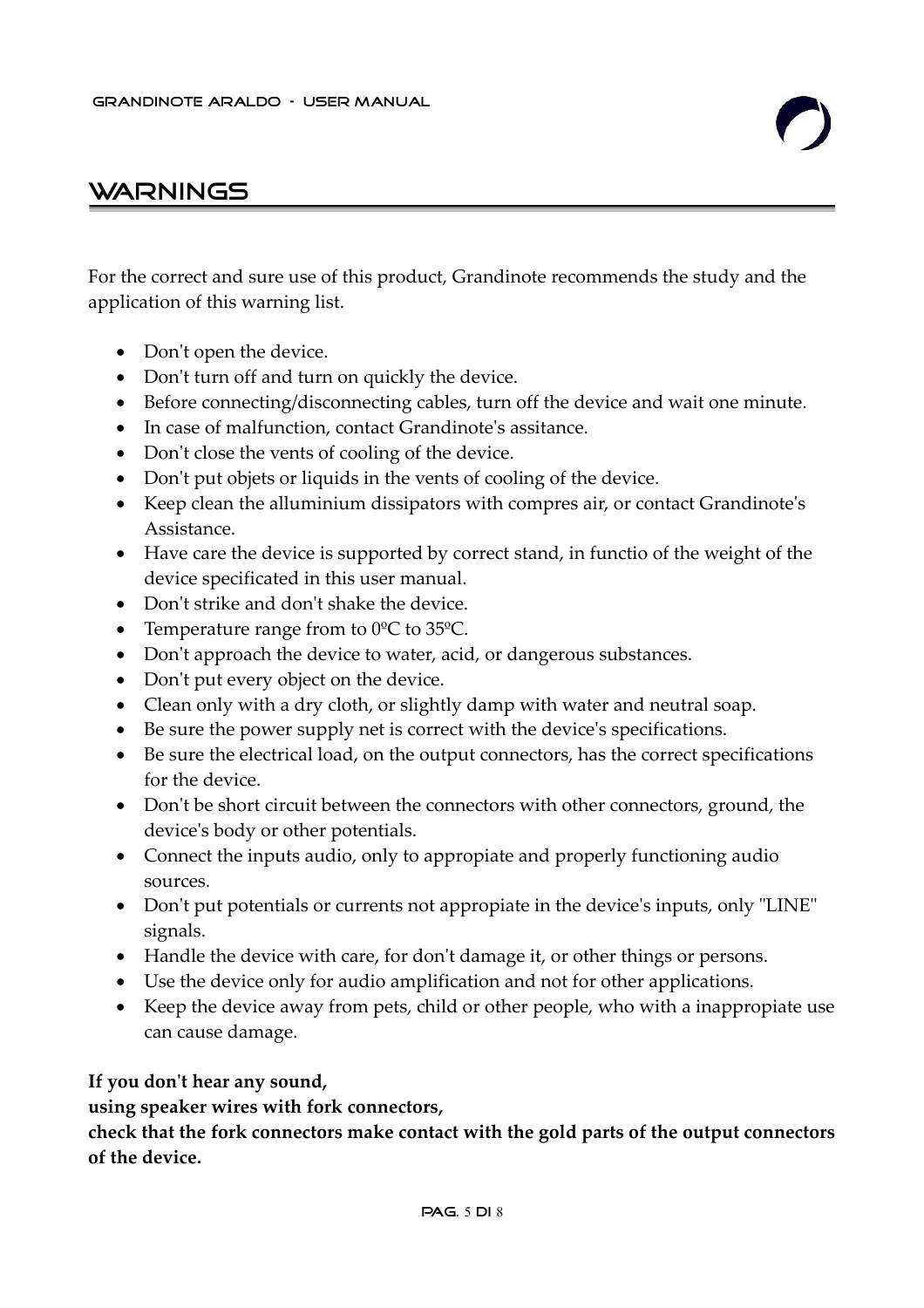# WARNINGS

For the correct and sure use of this product, Grandinote recommends the study and the application of this warning list.

- Don't open the device.
- Don't turn off and turn on quickly the device.
- Before connecting/disconnecting cables, turn off the device and wait one minute.
- In case of malfunction, contact Grandinote's assitance.
- Don't close the vents of cooling of the device.
- Don't put objets or liquids in the vents of cooling of the device.
- Keep clean the alluminium dissipators with compres air, or contact Grandinote's Assistance.
- Have care the device is supported by correct stand, in functio of the weight of the device specificated in this user manual.
- Don't strike and don't shake the device.
- Temperature range from to 0ºC to 35ºC.
- Don't approach the device to water, acid, or dangerous substances.
- Don't put every object on the device.
- Clean only with a dry cloth, or slightly damp with water and neutral soap.
- Be sure the power supply net is correct with the device's specifications.
- Be sure the electrical load, on the output connectors, has the correct specifications for the device.
- Don't be short circuit between the connectors with other connectors, ground, the device's body or other potentials.
- Connect the inputs audio, only to appropiate and properly functioning audio sources.
- Don't put potentials or currents not appropiate in the device's inputs, only "LINE" signals.
- Handle the device with care, for don't damage it, or other things or persons.
- Use the device only for audio amplification and not for other applications.
- Keep the device away from pets, child or other people, who with a inappropiate use can cause damage.

**If you don't hear any sound,**
**using speaker wires with fork connectors,**
**check that the fork connectors make contact with the gold parts of the output connectors of the device.**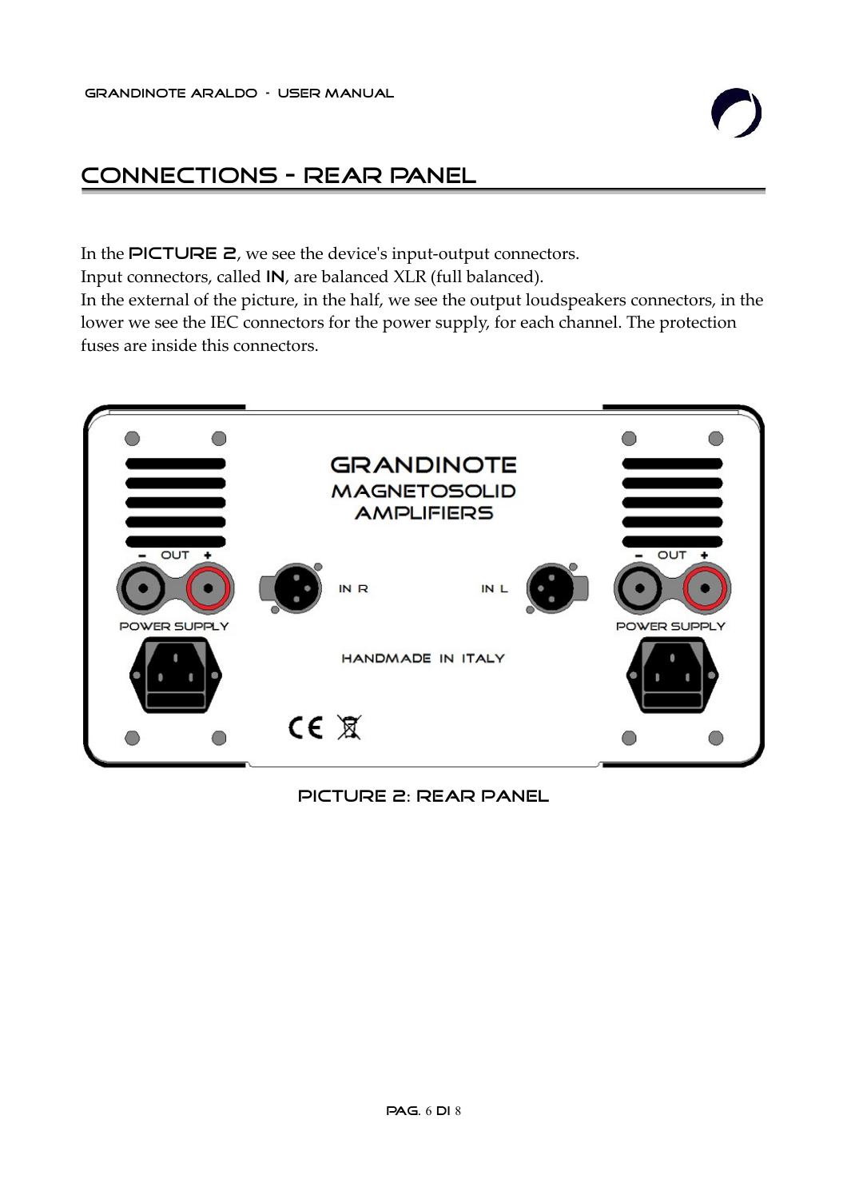# CONNECTIONS - REAR PANEL

In the **PICTURE 2**, we see the device's input-output connectors.
Input connectors, called **IN**, are balanced XLR (full balanced).
In the external of the picture, in the half, we see the output loudspeakers connectors, in the lower we see the IEC connectors for the power supply, for each channel. The protection fuses are inside this connectors.

PICTURE 2: REAR PANEL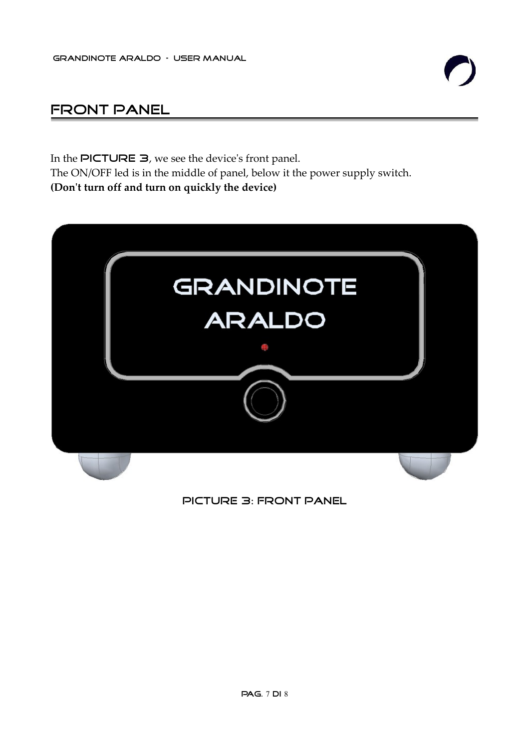# FRONT PANEL

In the **PICTURE 3**, we see the device's front panel.
The ON/OFF led is in the middle of panel, below it the power supply switch.
**(Don't turn off and turn on quickly the device)**

PICTURE 3: FRONT PANEL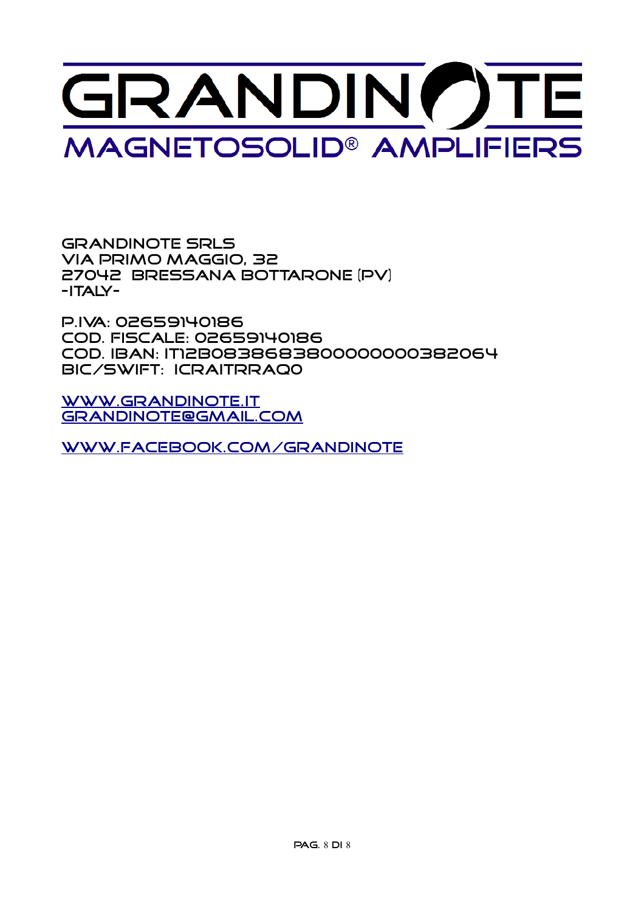# GRANDINOTE

## MAGNETOSOLID® AMPLIFIERS

GRANDINOTE SRLS
VIA PRIMO MAGGIO, 32
27042 BRESSANA BOTTARONE (PV)
-ITALY-

P.IVA: 02659140186
COD. FISCALE: 02659140186
COD. IBAN: IT12B0838683800000000382064
BIC/SWIFT: ICRAITRRAQ0

WWW.GRANDINOTE.IT
GRANDINOTE@GMAIL.COM

WWW.FACEBOOK.COM/GRANDINOTE